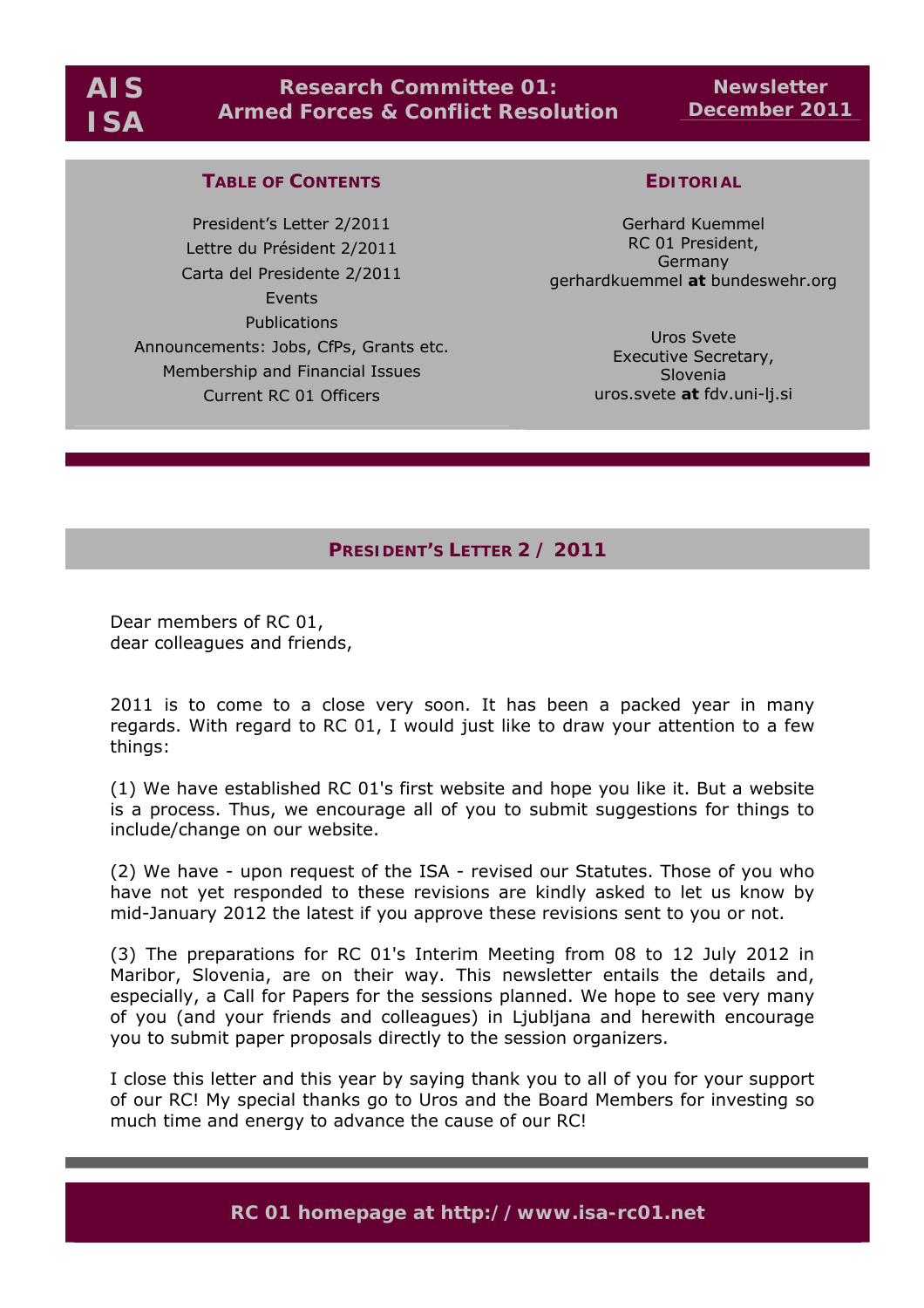**AIS ISA**

# Research Committee 01: Armed Forces & Conflict Resolution

**Newsletter December 2011**

## Table of Contents

President's Letter 2/2011
Lettre du Président 2/2011
Carta del Presidente 2/2011
Events
Publications
Announcements: Jobs, CfPs, Grants etc.
Membership and Financial Issues
Current RC 01 Officers

## Editorial

Gerhard Kuemmel
RC 01 President,
Germany
gerhardkuemmel **at** bundeswehr.org

Uros Svete
Executive Secretary,
Slovenia
uros.svete **at** fdv.uni-lj.si

## President's Letter 2 / 2011

Dear members of RC 01,
dear colleagues and friends,

2011 is to come to a close very soon. It has been a packed year in many regards. With regard to RC 01, I would just like to draw your attention to a few things:

(1) We have established RC 01's first website and hope you like it. But a website is a process. Thus, we encourage all of you to submit suggestions for things to include/change on our website.

(2) We have - upon request of the ISA - revised our Statutes. Those of you who have not yet responded to these revisions are kindly asked to let us know by mid-January 2012 the latest if you approve these revisions sent to you or not.

(3) The preparations for RC 01's Interim Meeting from 08 to 12 July 2012 in Maribor, Slovenia, are on their way. This newsletter entails the details and, especially, a Call for Papers for the sessions planned. We hope to see very many of you (and your friends and colleagues) in Ljubljana and herewith encourage you to submit paper proposals directly to the session organizers.

I close this letter and this year by saying thank you to all of you for your support of our RC! My special thanks go to Uros and the Board Members for investing so much time and energy to advance the cause of our RC!

**RC 01 homepage at http://www.isa-rc01.net**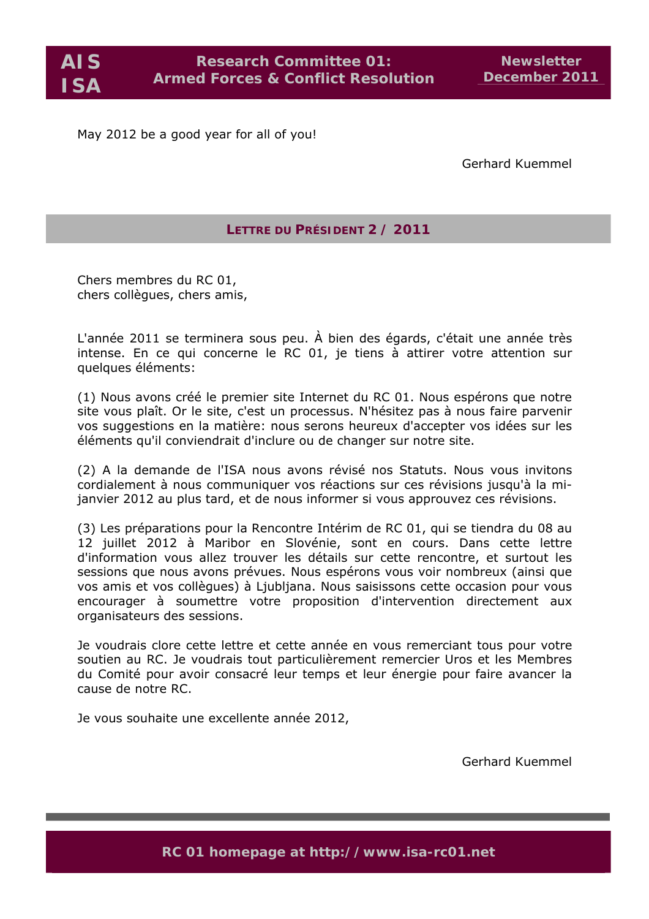May 2012 be a good year for all of you!

Gerhard Kuemmel

## LETTRE DU PRÉSIDENT 2 / 2011

Chers membres du RC 01,
chers collègues, chers amis,

L'année 2011 se terminera sous peu. À bien des égards, c'était une année très intense. En ce qui concerne le RC 01, je tiens à attirer votre attention sur quelques éléments:

(1) Nous avons créé le premier site Internet du RC 01. Nous espérons que notre site vous plaît. Or le site, c'est un processus. N'hésitez pas à nous faire parvenir vos suggestions en la matière: nous serons heureux d'accepter vos idées sur les éléments qu'il conviendrait d'inclure ou de changer sur notre site.

(2) A la demande de l'ISA nous avons révisé nos Statuts. Nous vous invitons cordialement à nous communiquer vos réactions sur ces révisions jusqu'à la mi-janvier 2012 au plus tard, et de nous informer si vous approuvez ces révisions.

(3) Les préparations pour la Rencontre Intérim de RC 01, qui se tiendra du 08 au 12 juillet 2012 à Maribor en Slovénie, sont en cours. Dans cette lettre d'information vous allez trouver les détails sur cette rencontre, et surtout les sessions que nous avons prévues. Nous espérons vous voir nombreux (ainsi que vos amis et vos collègues) à Ljubljana. Nous saisissons cette occasion pour vous encourager à soumettre votre proposition d'intervention directement aux organisateurs des sessions.

Je voudrais clore cette lettre et cette année en vous remerciant tous pour votre soutien au RC. Je voudrais tout particulièrement remercier Uros et les Membres du Comité pour avoir consacré leur temps et leur énergie pour faire avancer la cause de notre RC.

Je vous souhaite une excellente année 2012,

Gerhard Kuemmel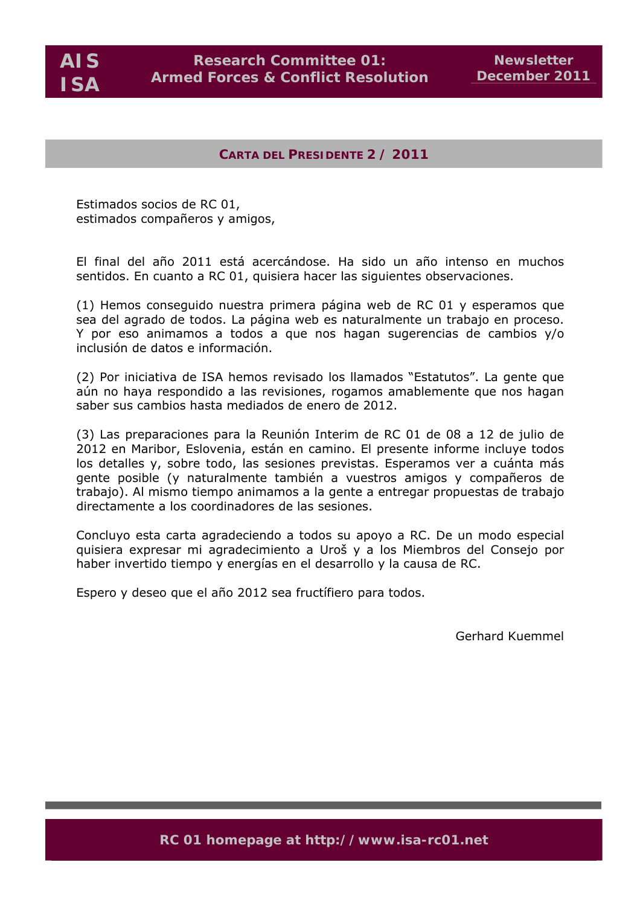## CARTA DEL PRESIDENTE 2 / 2011

Estimados socios de RC 01,
estimados compañeros y amigos,

El final del año 2011 está acercándose. Ha sido un año intenso en muchos sentidos. En cuanto a RC 01, quisiera hacer las siguientes observaciones.

(1) Hemos conseguido nuestra primera página web de RC 01 y esperamos que sea del agrado de todos. La página web es naturalmente un trabajo en proceso. Y por eso animamos a todos a que nos hagan sugerencias de cambios y/o inclusión de datos e información.

(2) Por iniciativa de ISA hemos revisado los llamados "Estatutos". La gente que aún no haya respondido a las revisiones, rogamos amablemente que nos hagan saber sus cambios hasta mediados de enero de 2012.

(3) Las preparaciones para la Reunión Interim de RC 01 de 08 a 12 de julio de 2012 en Maribor, Eslovenia, están en camino. El presente informe incluye todos los detalles y, sobre todo, las sesiones previstas. Esperamos ver a cuánta más gente posible (y naturalmente también a vuestros amigos y compañeros de trabajo). Al mismo tiempo animamos a la gente a entregar propuestas de trabajo directamente a los coordinadores de las sesiones.

Concluyo esta carta agradeciendo a todos su apoyo a RC. De un modo especial quisiera expresar mi agradecimiento a Uroš y a los Miembros del Consejo por haber invertido tiempo y energías en el desarrollo y la causa de RC.

Espero y deseo que el año 2012 sea fructífero para todos.

Gerhard Kuemmel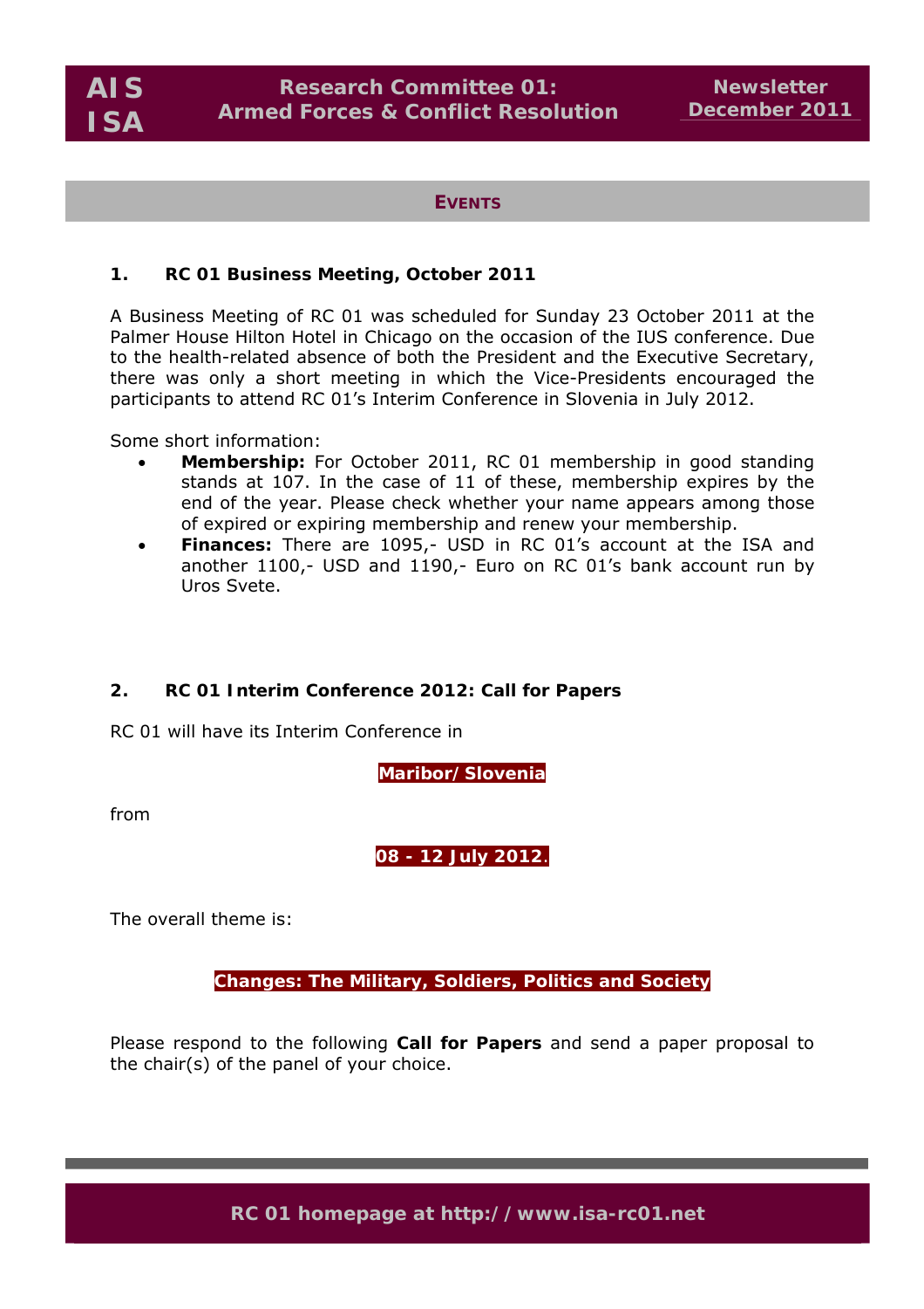## EVENTS

### 1. RC 01 Business Meeting, October 2011

A Business Meeting of RC 01 was scheduled for Sunday 23 October 2011 at the Palmer House Hilton Hotel in Chicago on the occasion of the IUS conference. Due to the health-related absence of both the President and the Executive Secretary, there was only a short meeting in which the Vice-Presidents encouraged the participants to attend RC 01's Interim Conference in Slovenia in July 2012.

Some short information:

- **Membership:** For October 2011, RC 01 membership in good standing stands at 107. In the case of 11 of these, membership expires by the end of the year. Please check whether your name appears among those of expired or expiring membership and renew your membership.
- **Finances:** There are 1095,- USD in RC 01's account at the ISA and another 1100,- USD and 1190,- Euro on RC 01's bank account run by Uros Svete.

### 2. RC 01 Interim Conference 2012: Call for Papers

RC 01 will have its Interim Conference in

**Maribor/Slovenia**

from

**08 - 12 July 2012**.

The overall theme is:

**Changes: The Military, Soldiers, Politics and Society**

Please respond to the following **Call for Papers** and send a paper proposal to the chair(s) of the panel of your choice.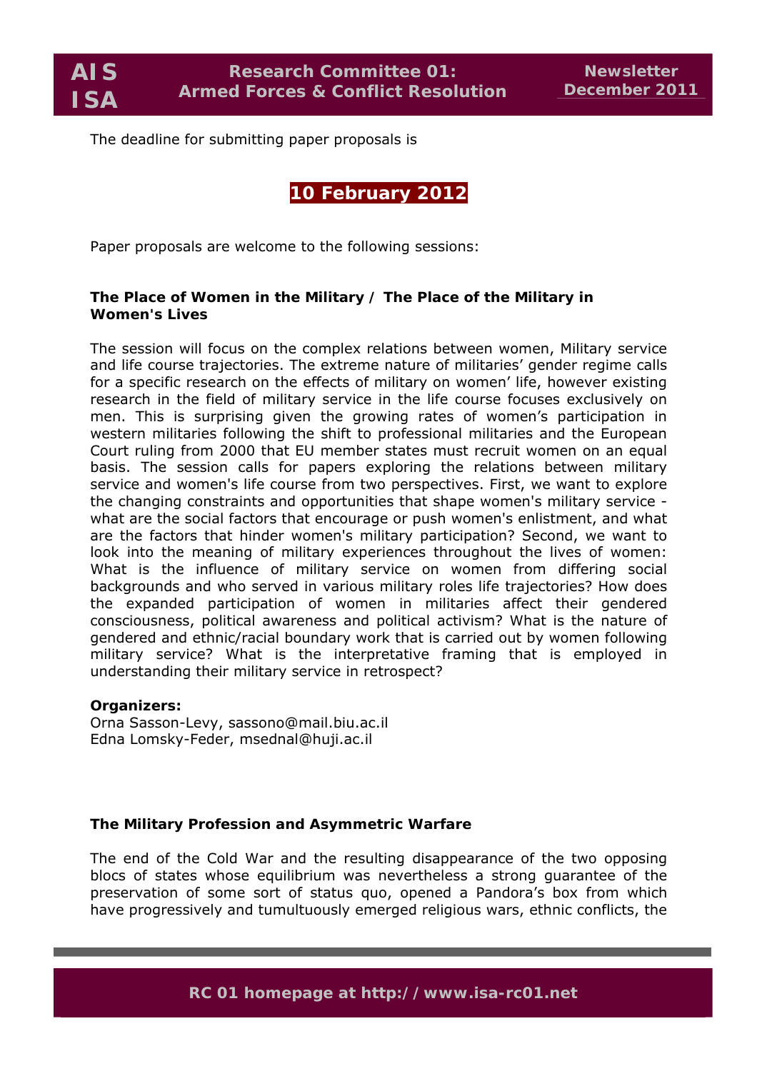The deadline for submitting paper proposals is

**10 February 2012**

Paper proposals are welcome to the following sessions:

### The Place of Women in the Military / The Place of the Military in Women's Lives

The session will focus on the complex relations between women, Military service and life course trajectories. The extreme nature of militaries' gender regime calls for a specific research on the effects of military on women' life, however existing research in the field of military service in the life course focuses exclusively on men. This is surprising given the growing rates of women's participation in western militaries following the shift to professional militaries and the European Court ruling from 2000 that EU member states must recruit women on an equal basis. The session calls for papers exploring the relations between military service and women's life course from two perspectives. First, we want to explore the changing constraints and opportunities that shape women's military service - what are the social factors that encourage or push women's enlistment, and what are the factors that hinder women's military participation? Second, we want to look into the meaning of military experiences throughout the lives of women: What is the influence of military service on women from differing social backgrounds and who served in various military roles life trajectories? How does the expanded participation of women in militaries affect their gendered consciousness, political awareness and political activism? What is the nature of gendered and ethnic/racial boundary work that is carried out by women following military service? What is the interpretative framing that is employed in understanding their military service in retrospect?

**Organizers:**
Orna Sasson-Levy, sassono@mail.biu.ac.il
Edna Lomsky-Feder, msednal@huji.ac.il

### The Military Profession and Asymmetric Warfare

The end of the Cold War and the resulting disappearance of the two opposing blocs of states whose equilibrium was nevertheless a strong guarantee of the preservation of some sort of status quo, opened a Pandora's box from which have progressively and tumultuously emerged religious wars, ethnic conflicts, the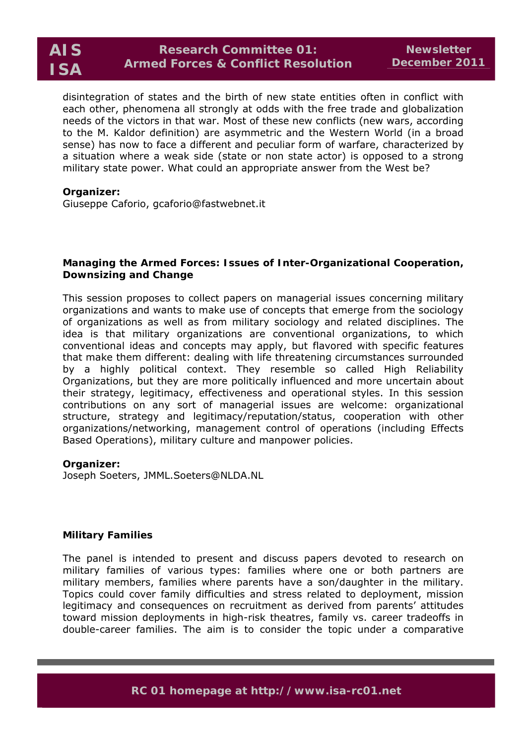disintegration of states and the birth of new state entities often in conflict with each other, phenomena all strongly at odds with the free trade and globalization needs of the victors in that war. Most of these new conflicts (new wars, according to the M. Kaldor definition) are asymmetric and the Western World (in a broad sense) has now to face a different and peculiar form of warfare, characterized by a situation where a weak side (state or non state actor) is opposed to a strong military state power. What could an appropriate answer from the West be?

**Organizer:**
Giuseppe Caforio, gcaforio@fastwebnet.it

**Managing the Armed Forces: Issues of Inter-Organizational Cooperation, Downsizing and Change**

This session proposes to collect papers on managerial issues concerning military organizations and wants to make use of concepts that emerge from the sociology of organizations as well as from military sociology and related disciplines. The idea is that military organizations are conventional organizations, to which conventional ideas and concepts may apply, but flavored with specific features that make them different: dealing with life threatening circumstances surrounded by a highly political context. They resemble so called High Reliability Organizations, but they are more politically influenced and more uncertain about their strategy, legitimacy, effectiveness and operational styles. In this session contributions on any sort of managerial issues are welcome: organizational structure, strategy and legitimacy/reputation/status, cooperation with other organizations/networking, management control of operations (including Effects Based Operations), military culture and manpower policies.

**Organizer:**
Joseph Soeters, JMML.Soeters@NLDA.NL

**Military Families**

The panel is intended to present and discuss papers devoted to research on military families of various types: families where one or both partners are military members, families where parents have a son/daughter in the military. Topics could cover family difficulties and stress related to deployment, mission legitimacy and consequences on recruitment as derived from parents' attitudes toward mission deployments in high-risk theatres, family vs. career tradeoffs in double-career families. The aim is to consider the topic under a comparative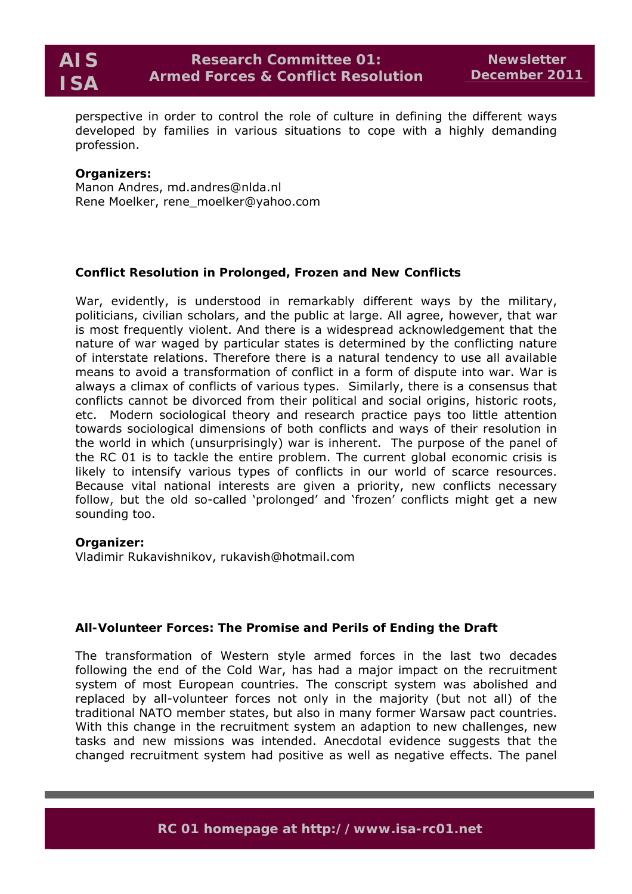perspective in order to control the role of culture in defining the different ways developed by families in various situations to cope with a highly demanding profession.

**Organizers:**
Manon Andres, md.andres@nlda.nl
Rene Moelker, rene_moelker@yahoo.com

### Conflict Resolution in Prolonged, Frozen and New Conflicts

War, evidently, is understood in remarkably different ways by the military, politicians, civilian scholars, and the public at large. All agree, however, that war is most frequently violent. And there is a widespread acknowledgement that the nature of war waged by particular states is determined by the conflicting nature of interstate relations. Therefore there is a natural tendency to use all available means to avoid a transformation of conflict in a form of dispute into war. War is always a climax of conflicts of various types. Similarly, there is a consensus that conflicts cannot be divorced from their political and social origins, historic roots, etc. Modern sociological theory and research practice pays too little attention towards sociological dimensions of both conflicts and ways of their resolution in the world in which (unsurprisingly) war is inherent. The purpose of the panel of the RC 01 is to tackle the entire problem. The current global economic crisis is likely to intensify various types of conflicts in our world of scarce resources. Because vital national interests are given a priority, new conflicts necessary follow, but the old so-called 'prolonged' and 'frozen' conflicts might get a new sounding too.

**Organizer:**
Vladimir Rukavishnikov, rukavish@hotmail.com

### All-Volunteer Forces: The Promise and Perils of Ending the Draft

The transformation of Western style armed forces in the last two decades following the end of the Cold War, has had a major impact on the recruitment system of most European countries. The conscript system was abolished and replaced by all-volunteer forces not only in the majority (but not all) of the traditional NATO member states, but also in many former Warsaw pact countries. With this change in the recruitment system an adaption to new challenges, new tasks and new missions was intended. Anecdotal evidence suggests that the changed recruitment system had positive as well as negative effects. The panel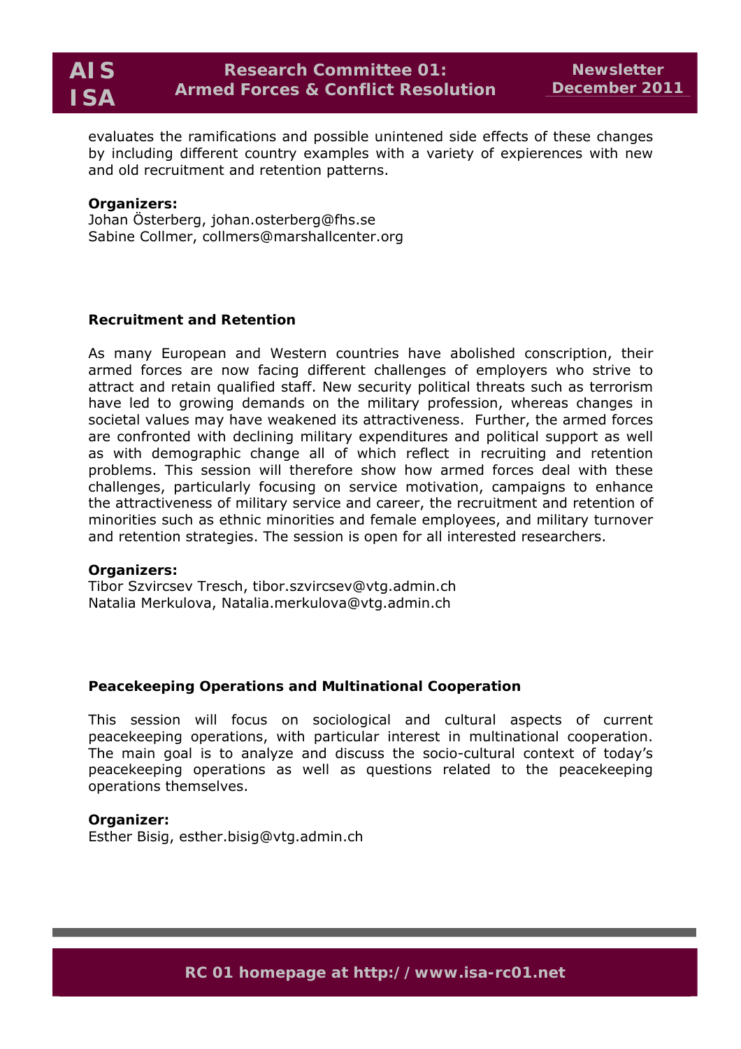evaluates the ramifications and possible unintened side effects of these changes by including different country examples with a variety of expierences with new and old recruitment and retention patterns.

**Organizers:**
Johan Österberg, johan.osterberg@fhs.se
Sabine Collmer, collmers@marshallcenter.org

**Recruitment and Retention**

As many European and Western countries have abolished conscription, their armed forces are now facing different challenges of employers who strive to attract and retain qualified staff. New security political threats such as terrorism have led to growing demands on the military profession, whereas changes in societal values may have weakened its attractiveness. Further, the armed forces are confronted with declining military expenditures and political support as well as with demographic change all of which reflect in recruiting and retention problems. This session will therefore show how armed forces deal with these challenges, particularly focusing on service motivation, campaigns to enhance the attractiveness of military service and career, the recruitment and retention of minorities such as ethnic minorities and female employees, and military turnover and retention strategies. The session is open for all interested researchers.

**Organizers:**
Tibor Szvircsev Tresch, tibor.szvircsev@vtg.admin.ch
Natalia Merkulova, Natalia.merkulova@vtg.admin.ch

**Peacekeeping Operations and Multinational Cooperation**

This session will focus on sociological and cultural aspects of current peacekeeping operations, with particular interest in multinational cooperation. The main goal is to analyze and discuss the socio-cultural context of today's peacekeeping operations as well as questions related to the peacekeeping operations themselves.

**Organizer:**
Esther Bisig, esther.bisig@vtg.admin.ch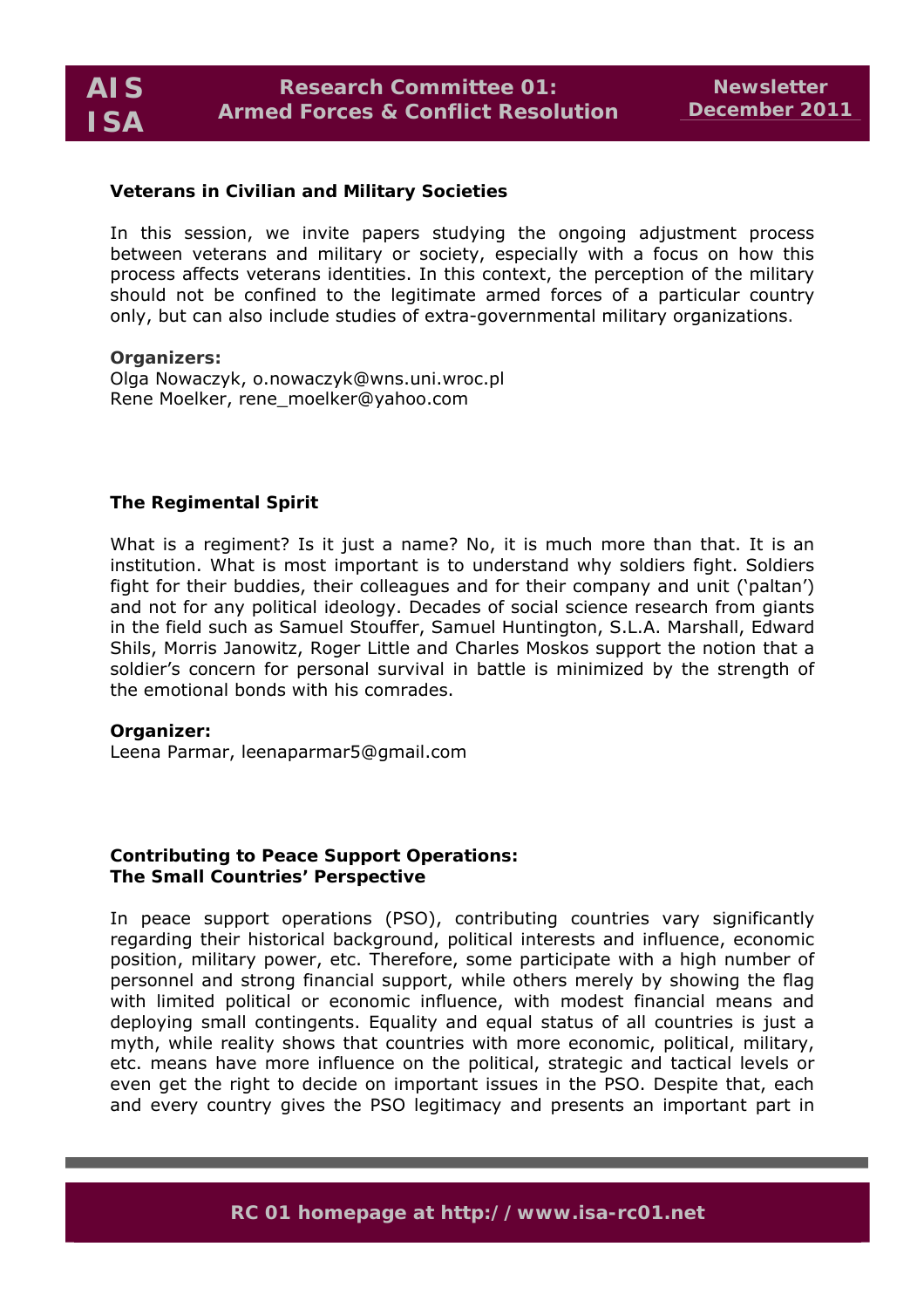**Veterans in Civilian and Military Societies**

In this session, we invite papers studying the ongoing adjustment process between veterans and military or society, especially with a focus on how this process affects veterans identities. In this context, the perception of the military should not be confined to the legitimate armed forces of a particular country only, but can also include studies of extra-governmental military organizations.

**Organizers:**
Olga Nowaczyk, o.nowaczyk@wns.uni.wroc.pl
Rene Moelker, rene_moelker@yahoo.com

**The Regimental Spirit**

What is a regiment? Is it just a name? No, it is much more than that. It is an institution. What is most important is to understand why soldiers fight. Soldiers fight for their buddies, their colleagues and for their company and unit ('paltan') and not for any political ideology. Decades of social science research from giants in the field such as Samuel Stouffer, Samuel Huntington, S.L.A. Marshall, Edward Shils, Morris Janowitz, Roger Little and Charles Moskos support the notion that a soldier's concern for personal survival in battle is minimized by the strength of the emotional bonds with his comrades.

**Organizer:**
Leena Parmar, leenaparmar5@gmail.com

**Contributing to Peace Support Operations: The Small Countries' Perspective**

In peace support operations (PSO), contributing countries vary significantly regarding their historical background, political interests and influence, economic position, military power, etc. Therefore, some participate with a high number of personnel and strong financial support, while others merely by showing the flag with limited political or economic influence, with modest financial means and deploying small contingents. Equality and equal status of all countries is just a myth, while reality shows that countries with more economic, political, military, etc. means have more influence on the political, strategic and tactical levels or even get the right to decide on important issues in the PSO. Despite that, each and every country gives the PSO legitimacy and presents an important part in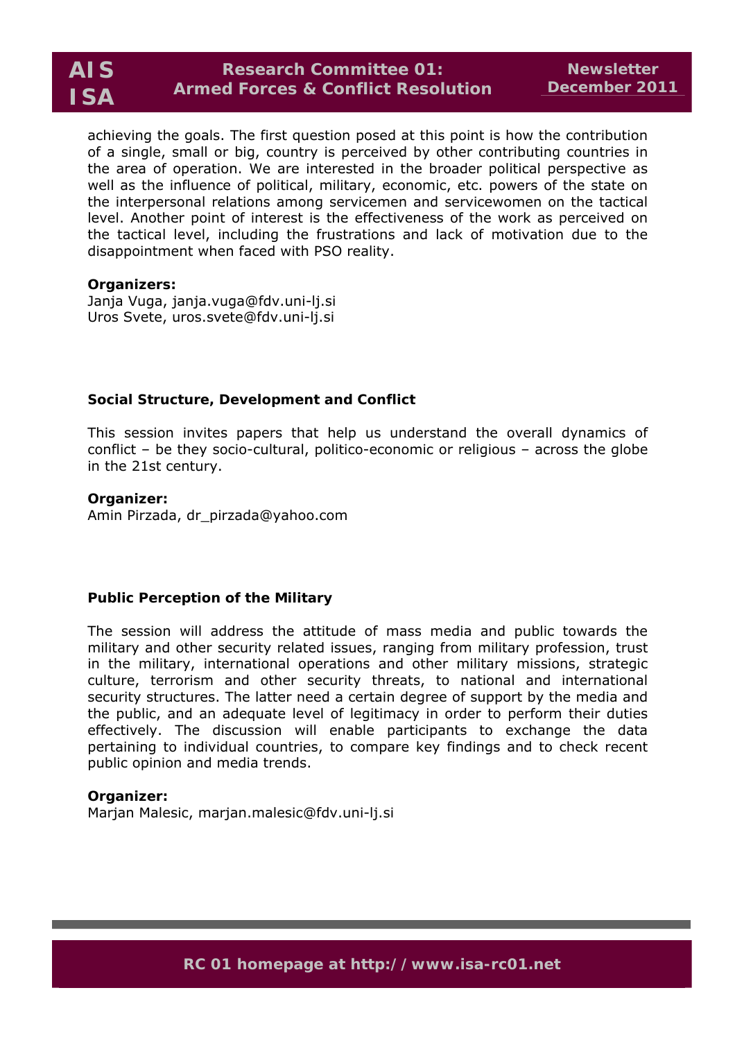achieving the goals. The first question posed at this point is how the contribution of a single, small or big, country is perceived by other contributing countries in the area of operation. We are interested in the broader political perspective as well as the influence of political, military, economic, etc. powers of the state on the interpersonal relations among servicemen and servicewomen on the tactical level. Another point of interest is the effectiveness of the work as perceived on the tactical level, including the frustrations and lack of motivation due to the disappointment when faced with PSO reality.

**Organizers:**
Janja Vuga, janja.vuga@fdv.uni-lj.si
Uros Svete, uros.svete@fdv.uni-lj.si

### Social Structure, Development and Conflict

This session invites papers that help us understand the overall dynamics of conflict – be they socio-cultural, politico-economic or religious – across the globe in the 21st century.

**Organizer:**
Amin Pirzada, dr_pirzada@yahoo.com

### Public Perception of the Military

The session will address the attitude of mass media and public towards the military and other security related issues, ranging from military profession, trust in the military, international operations and other military missions, strategic culture, terrorism and other security threats, to national and international security structures. The latter need a certain degree of support by the media and the public, and an adequate level of legitimacy in order to perform their duties effectively. The discussion will enable participants to exchange the data pertaining to individual countries, to compare key findings and to check recent public opinion and media trends.

**Organizer:**
Marjan Malesic, marjan.malesic@fdv.uni-lj.si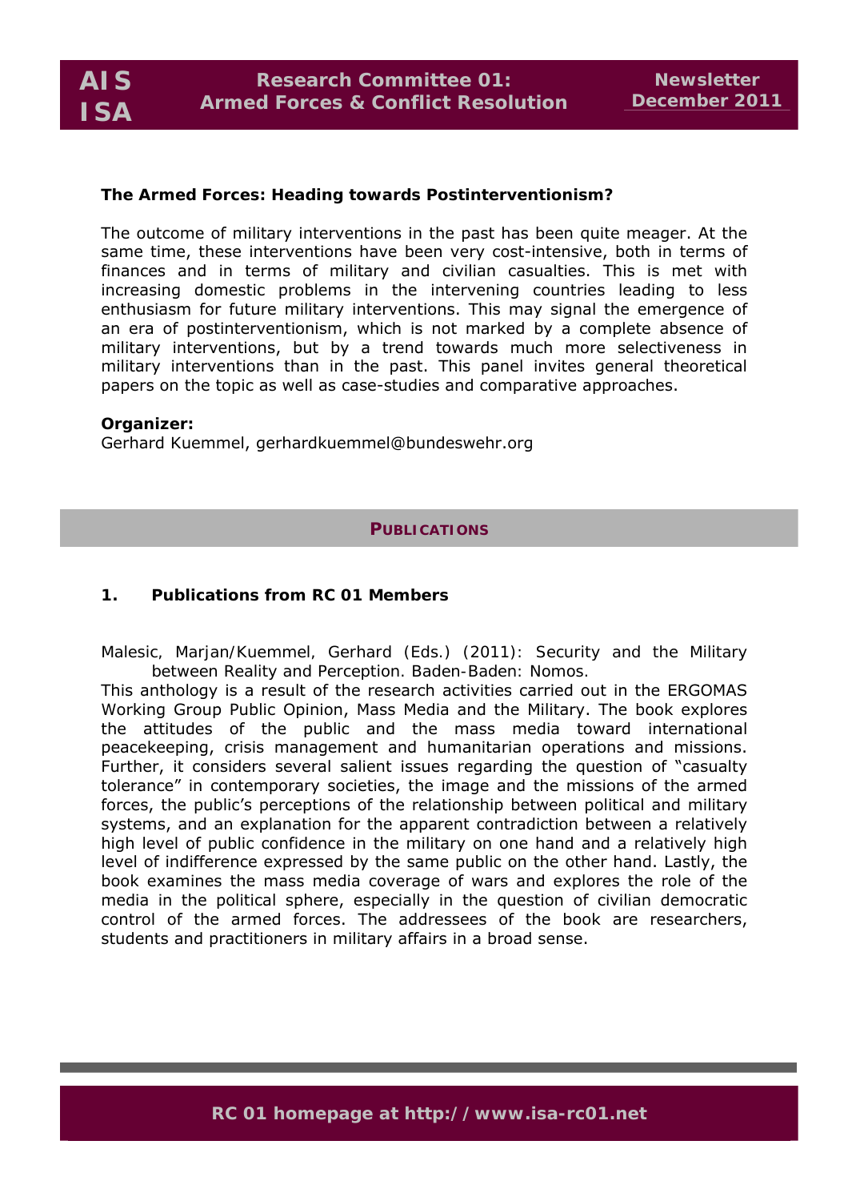**The Armed Forces: Heading towards Postinterventionism?**

The outcome of military interventions in the past has been quite meager. At the same time, these interventions have been very cost-intensive, both in terms of finances and in terms of military and civilian casualties. This is met with increasing domestic problems in the intervening countries leading to less enthusiasm for future military interventions. This may signal the emergence of an era of postinterventionism, which is not marked by a complete absence of military interventions, but by a trend towards much more selectiveness in military interventions than in the past. This panel invites general theoretical papers on the topic as well as case-studies and comparative approaches.

**Organizer:**
Gerhard Kuemmel, gerhardkuemmel@bundeswehr.org

## PUBLICATIONS

### 1. Publications from RC 01 Members

Malesic, Marjan/Kuemmel, Gerhard (Eds.) (2011): Security and the Military between Reality and Perception. Baden-Baden: Nomos.

This anthology is a result of the research activities carried out in the ERGOMAS Working Group Public Opinion, Mass Media and the Military. The book explores the attitudes of the public and the mass media toward international peacekeeping, crisis management and humanitarian operations and missions. Further, it considers several salient issues regarding the question of "casualty tolerance" in contemporary societies, the image and the missions of the armed forces, the public's perceptions of the relationship between political and military systems, and an explanation for the apparent contradiction between a relatively high level of public confidence in the military on one hand and a relatively high level of indifference expressed by the same public on the other hand. Lastly, the book examines the mass media coverage of wars and explores the role of the media in the political sphere, especially in the question of civilian democratic control of the armed forces. The addressees of the book are researchers, students and practitioners in military affairs in a broad sense.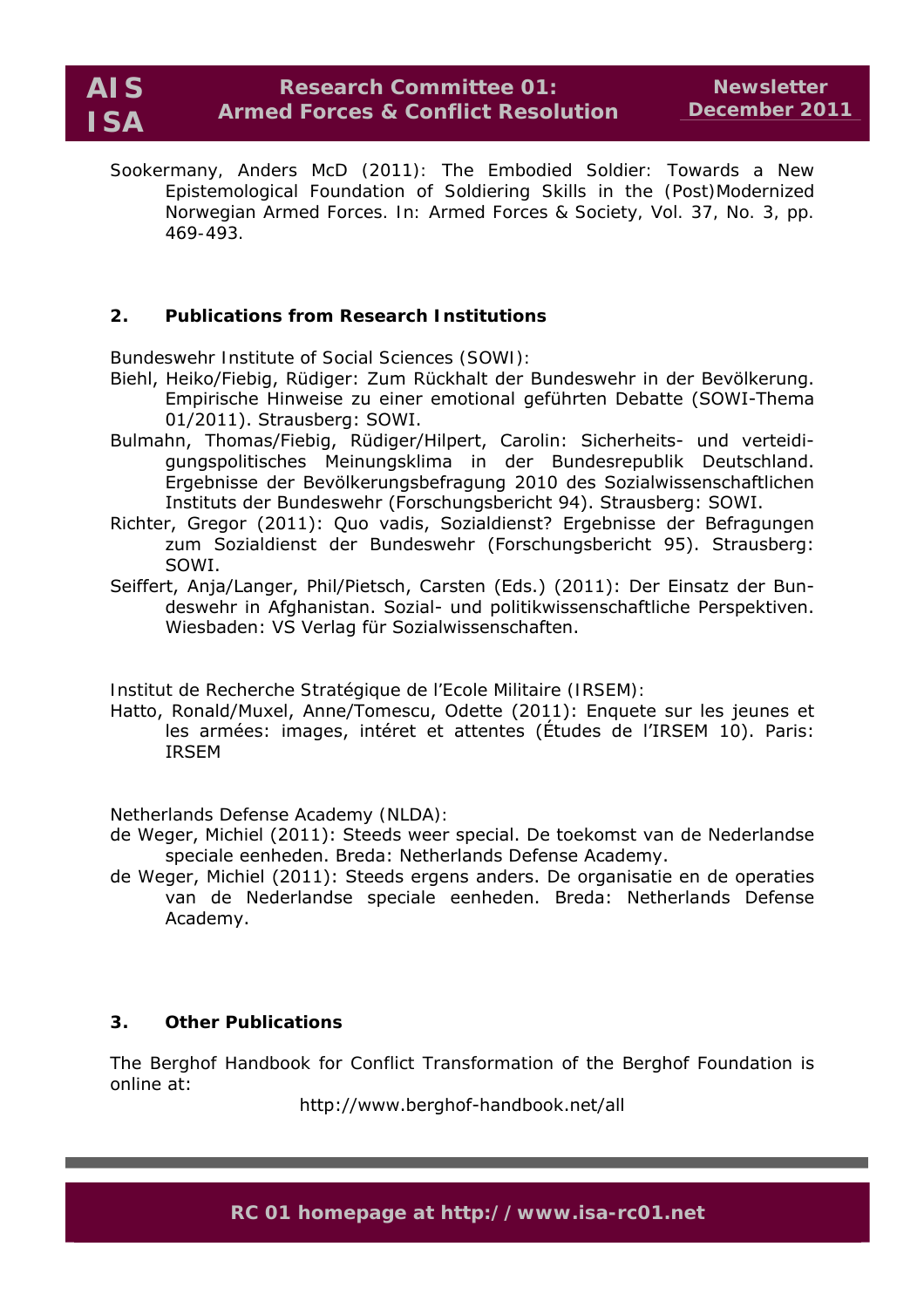Sookermany, Anders McD (2011): The Embodied Soldier: Towards a New Epistemological Foundation of Soldiering Skills in the (Post)Modernized Norwegian Armed Forces. In: Armed Forces & Society, Vol. 37, No. 3, pp. 469-493.

## 2. Publications from Research Institutions

Bundeswehr Institute of Social Sciences (SOWI):

Biehl, Heiko/Fiebig, Rüdiger: Zum Rückhalt der Bundeswehr in der Bevölkerung. Empirische Hinweise zu einer emotional geführten Debatte (SOWI-Thema 01/2011). Strausberg: SOWI.

Bulmahn, Thomas/Fiebig, Rüdiger/Hilpert, Carolin: Sicherheits- und verteidigungspolitisches Meinungsklima in der Bundesrepublik Deutschland. Ergebnisse der Bevölkerungsbefragung 2010 des Sozialwissenschaftlichen Instituts der Bundeswehr (Forschungsbericht 94). Strausberg: SOWI.

Richter, Gregor (2011): Quo vadis, Sozialdienst? Ergebnisse der Befragungen zum Sozialdienst der Bundeswehr (Forschungsbericht 95). Strausberg: SOWI.

Seiffert, Anja/Langer, Phil/Pietsch, Carsten (Eds.) (2011): Der Einsatz der Bundeswehr in Afghanistan. Sozial- und politikwissenschaftliche Perspektiven. Wiesbaden: VS Verlag für Sozialwissenschaften.

Institut de Recherche Stratégique de l'Ecole Militaire (IRSEM):

Hatto, Ronald/Muxel, Anne/Tomescu, Odette (2011): Enquete sur les jeunes et les armées: images, intéret et attentes (Études de l'IRSEM 10). Paris: IRSEM

Netherlands Defense Academy (NLDA):

de Weger, Michiel (2011): Steeds weer special. De toekomst van de Nederlandse speciale eenheden. Breda: Netherlands Defense Academy.

de Weger, Michiel (2011): Steeds ergens anders. De organisatie en de operaties van de Nederlandse speciale eenheden. Breda: Netherlands Defense Academy.

## 3. Other Publications

The Berghof Handbook for Conflict Transformation of the Berghof Foundation is online at:

http://www.berghof-handbook.net/all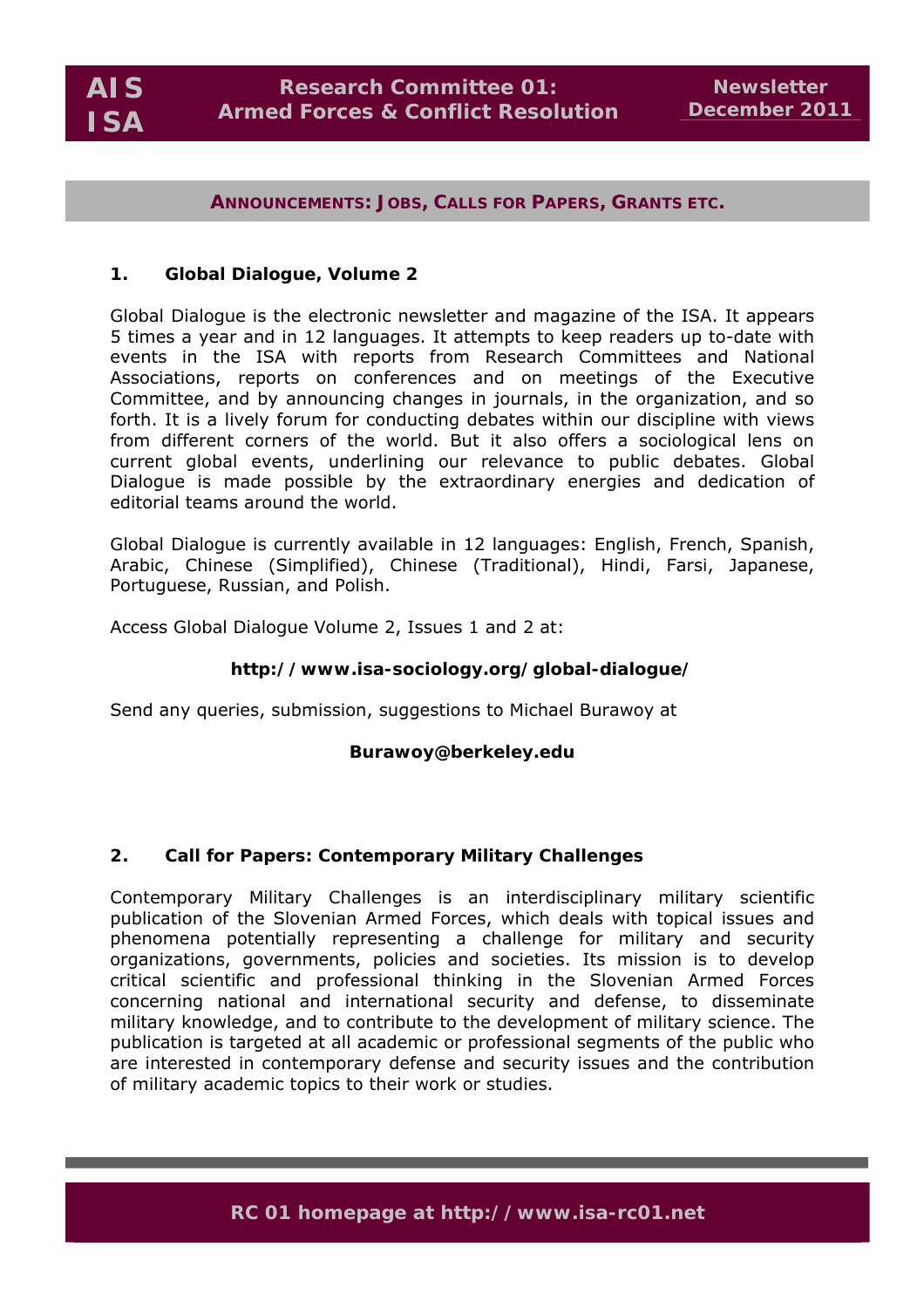## ANNOUNCEMENTS: JOBS, CALLS FOR PAPERS, GRANTS ETC.

### 1. Global Dialogue, Volume 2

Global Dialogue is the electronic newsletter and magazine of the ISA. It appears 5 times a year and in 12 languages. It attempts to keep readers up to-date with events in the ISA with reports from Research Committees and National Associations, reports on conferences and on meetings of the Executive Committee, and by announcing changes in journals, in the organization, and so forth. It is a lively forum for conducting debates within our discipline with views from different corners of the world. But it also offers a sociological lens on current global events, underlining our relevance to public debates. Global Dialogue is made possible by the extraordinary energies and dedication of editorial teams around the world.

Global Dialogue is currently available in 12 languages: English, French, Spanish, Arabic, Chinese (Simplified), Chinese (Traditional), Hindi, Farsi, Japanese, Portuguese, Russian, and Polish.

Access Global Dialogue Volume 2, Issues 1 and 2 at:

**http://www.isa-sociology.org/global-dialogue/**

Send any queries, submission, suggestions to Michael Burawoy at

**Burawoy@berkeley.edu**

### 2. Call for Papers: Contemporary Military Challenges

Contemporary Military Challenges is an interdisciplinary military scientific publication of the Slovenian Armed Forces, which deals with topical issues and phenomena potentially representing a challenge for military and security organizations, governments, policies and societies. Its mission is to develop critical scientific and professional thinking in the Slovenian Armed Forces concerning national and international security and defense, to disseminate military knowledge, and to contribute to the development of military science. The publication is targeted at all academic or professional segments of the public who are interested in contemporary defense and security issues and the contribution of military academic topics to their work or studies.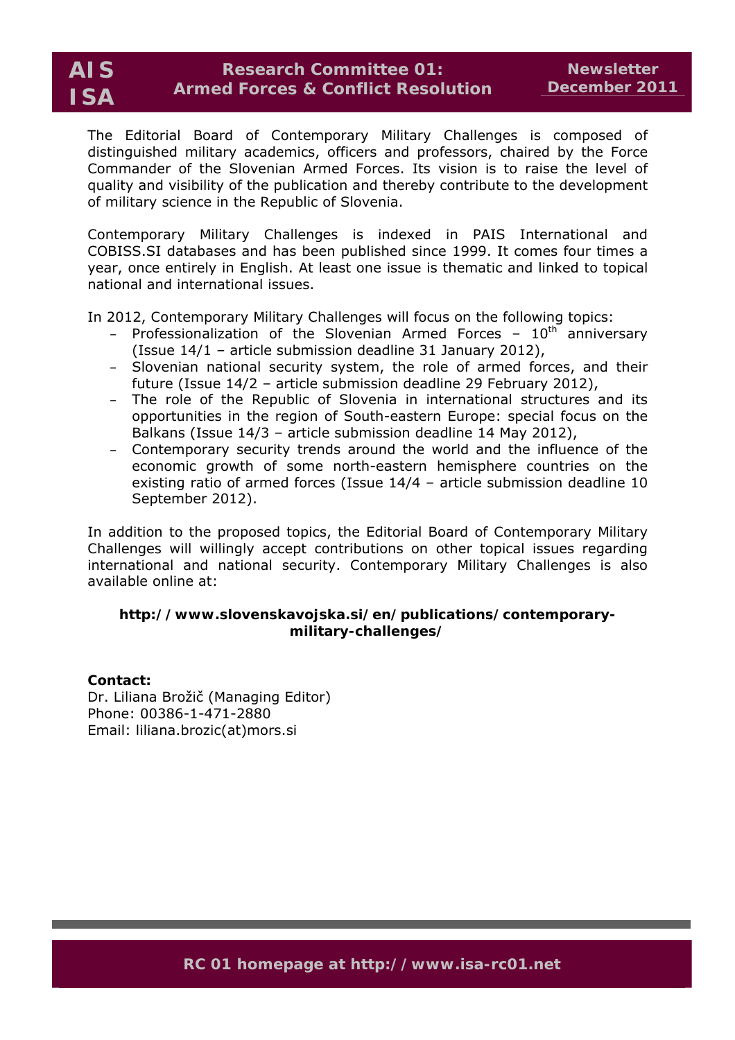The Editorial Board of Contemporary Military Challenges is composed of distinguished military academics, officers and professors, chaired by the Force Commander of the Slovenian Armed Forces. Its vision is to raise the level of quality and visibility of the publication and thereby contribute to the development of military science in the Republic of Slovenia.

Contemporary Military Challenges is indexed in PAIS International and COBISS.SI databases and has been published since 1999. It comes four times a year, once entirely in English. At least one issue is thematic and linked to topical national and international issues.

In 2012, Contemporary Military Challenges will focus on the following topics:

- Professionalization of the Slovenian Armed Forces – 10th anniversary (Issue 14/1 – article submission deadline 31 January 2012),
- Slovenian national security system, the role of armed forces, and their future (Issue 14/2 – article submission deadline 29 February 2012),
- The role of the Republic of Slovenia in international structures and its opportunities in the region of South-eastern Europe: special focus on the Balkans (Issue 14/3 – article submission deadline 14 May 2012),
- Contemporary security trends around the world and the influence of the economic growth of some north-eastern hemisphere countries on the existing ratio of armed forces (Issue 14/4 – article submission deadline 10 September 2012).

In addition to the proposed topics, the Editorial Board of Contemporary Military Challenges will willingly accept contributions on other topical issues regarding international and national security. Contemporary Military Challenges is also available online at:

**http://www.slovenskavojska.si/en/publications/contemporary-military-challenges/**

**Contact:**
Dr. Liliana Brožič (Managing Editor)
Phone: 00386-1-471-2880
Email: liliana.brozic(at)mors.si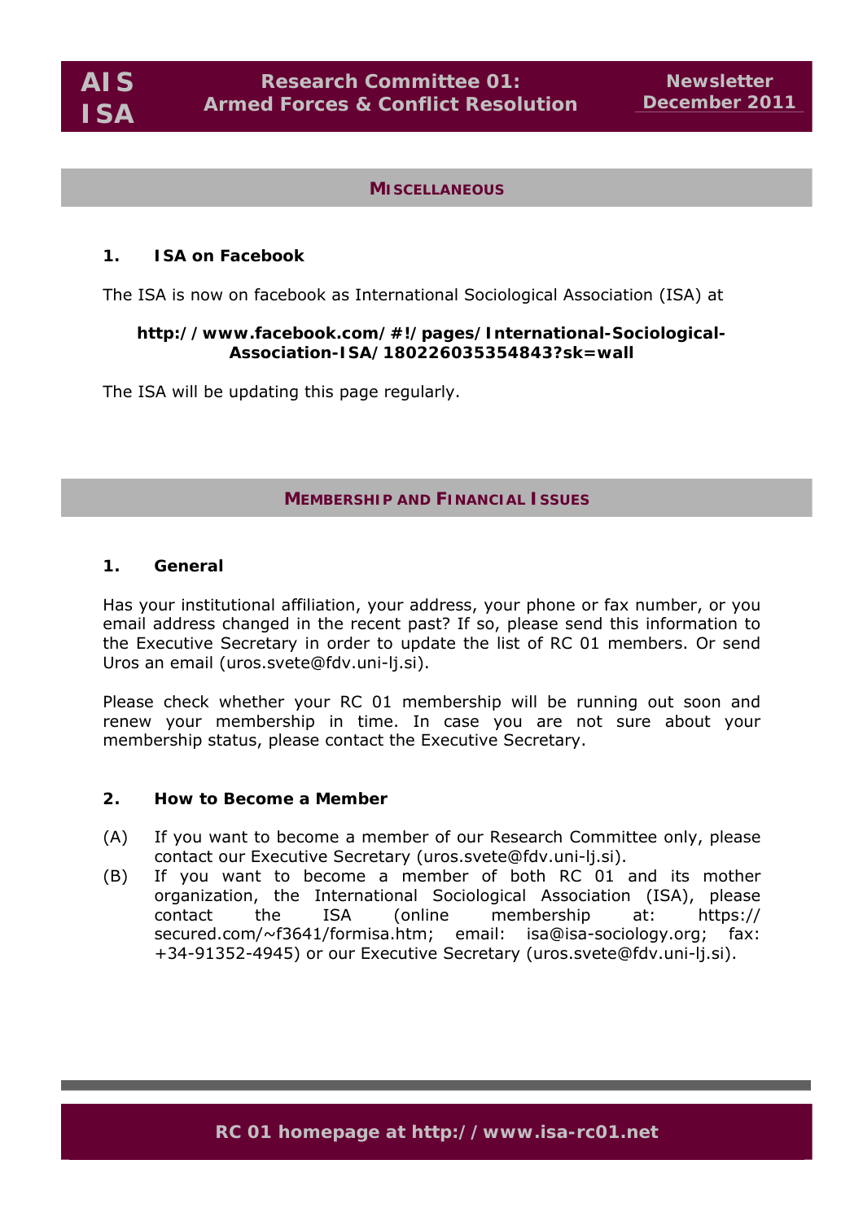## MISCELLANEOUS

### 1. ISA on Facebook

The ISA is now on facebook as International Sociological Association (ISA) at

**http://www.facebook.com/#!/pages/International-Sociological-Association-ISA/180226035354843?sk=wall**

The ISA will be updating this page regularly.

## MEMBERSHIP AND FINANCIAL ISSUES

### 1. General

Has your institutional affiliation, your address, your phone or fax number, or you email address changed in the recent past? If so, please send this information to the Executive Secretary in order to update the list of RC 01 members. Or send Uros an email (uros.svete@fdv.uni-lj.si).

Please check whether your RC 01 membership will be running out soon and renew your membership in time. In case you are not sure about your membership status, please contact the Executive Secretary.

### 2. How to Become a Member

(A) If you want to become a member of our Research Committee only, please contact our Executive Secretary (uros.svete@fdv.uni-lj.si).

(B) If you want to become a member of both RC 01 and its mother organization, the International Sociological Association (ISA), please contact the ISA (online membership at: https://secured.com/~f3641/formisa.htm; email: isa@isa-sociology.org; fax: +34-91352-4945) or our Executive Secretary (uros.svete@fdv.uni-lj.si).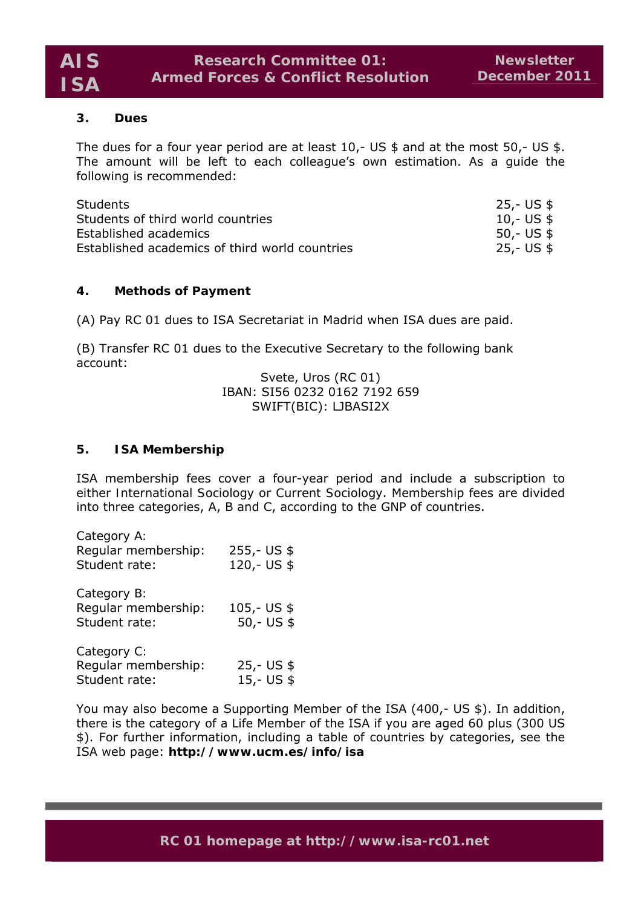## 3. Dues

The dues for a four year period are at least 10,- US $ and at the most 50,- US $. The amount will be left to each colleague's own estimation. As a guide the following is recommended:

| | |
|---|---|
| Students | 25,- US $ |
| Students of third world countries | 10,- US $ |
| Established academics | 50,- US $ |
| Established academics of third world countries | 25,- US $ |

## 4. Methods of Payment

(A) Pay RC 01 dues to ISA Secretariat in Madrid when ISA dues are paid.

(B) Transfer RC 01 dues to the Executive Secretary to the following bank account:

Svete, Uros (RC 01)
IBAN: SI56 0232 0162 7192 659
SWIFT(BIC): LJBASI2X

## 5. ISA Membership

ISA membership fees cover a four-year period and include a subscription to either International Sociology or Current Sociology. Membership fees are divided into three categories, A, B and C, according to the GNP of countries.

Category A:

| | |
|---|---|
| Regular membership: | 255,- US $ |
| Student rate: | 120,- US $ |

Category B:

| | |
|---|---|
| Regular membership: | 105,- US $ |
| Student rate: | 50,- US $ |

Category C:

| | |
|---|---|
| Regular membership: | 25,- US $ |
| Student rate: | 15,- US $ |

You may also become a Supporting Member of the ISA (400,- US $). In addition, there is the category of a Life Member of the ISA if you are aged 60 plus (300 US $). For further information, including a table of countries by categories, see the ISA web page: **http://www.ucm.es/info/isa**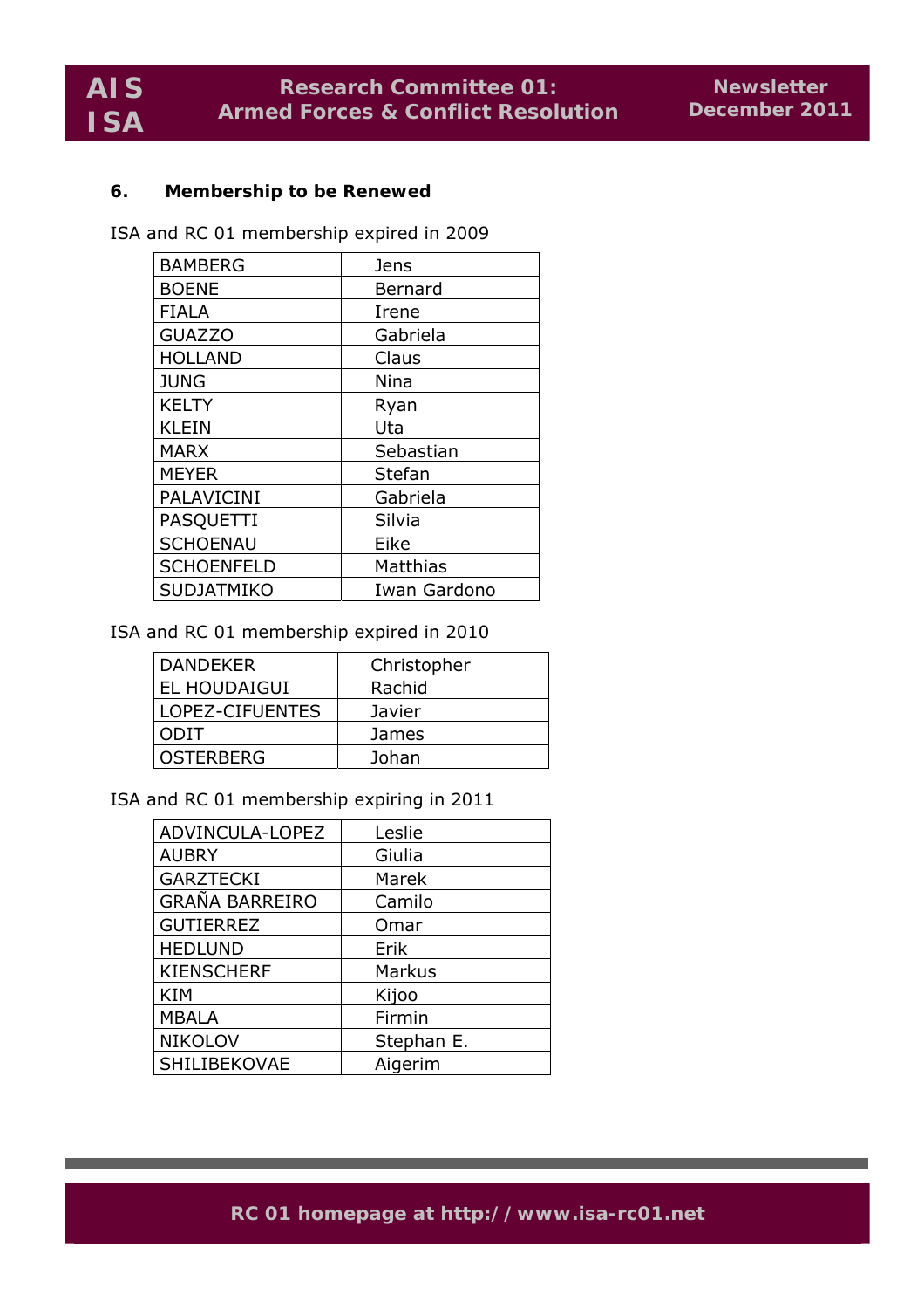## 6. Membership to be Renewed

ISA and RC 01 membership expired in 2009

| | |
|---|---|
| BAMBERG | Jens |
| BOENE | Bernard |
| FIALA | Irene |
| GUAZZO | Gabriela |
| HOLLAND | Claus |
| JUNG | Nina |
| KELTY | Ryan |
| KLEIN | Uta |
| MARX | Sebastian |
| MEYER | Stefan |
| PALAVICINI | Gabriela |
| PASQUETTI | Silvia |
| SCHOENAU | Eike |
| SCHOENFELD | Matthias |
| SUDJATMIKO | Iwan Gardono |

ISA and RC 01 membership expired in 2010

| | |
|---|---|
| DANDEKER | Christopher |
| EL HOUDAIGUI | Rachid |
| LOPEZ-CIFUENTES | Javier |
| ODIT | James |
| OSTERBERG | Johan |

ISA and RC 01 membership expiring in 2011

| | |
|---|---|
| ADVINCULA-LOPEZ | Leslie |
| AUBRY | Giulia |
| GARZTECKI | Marek |
| GRAÑA BARREIRO | Camilo |
| GUTIERREZ | Omar |
| HEDLUND | Erik |
| KIENSCHERF | Markus |
| KIM | Kijoo |
| MBALA | Firmin |
| NIKOLOV | Stephan E. |
| SHILIBEKOVAE | Aigerim |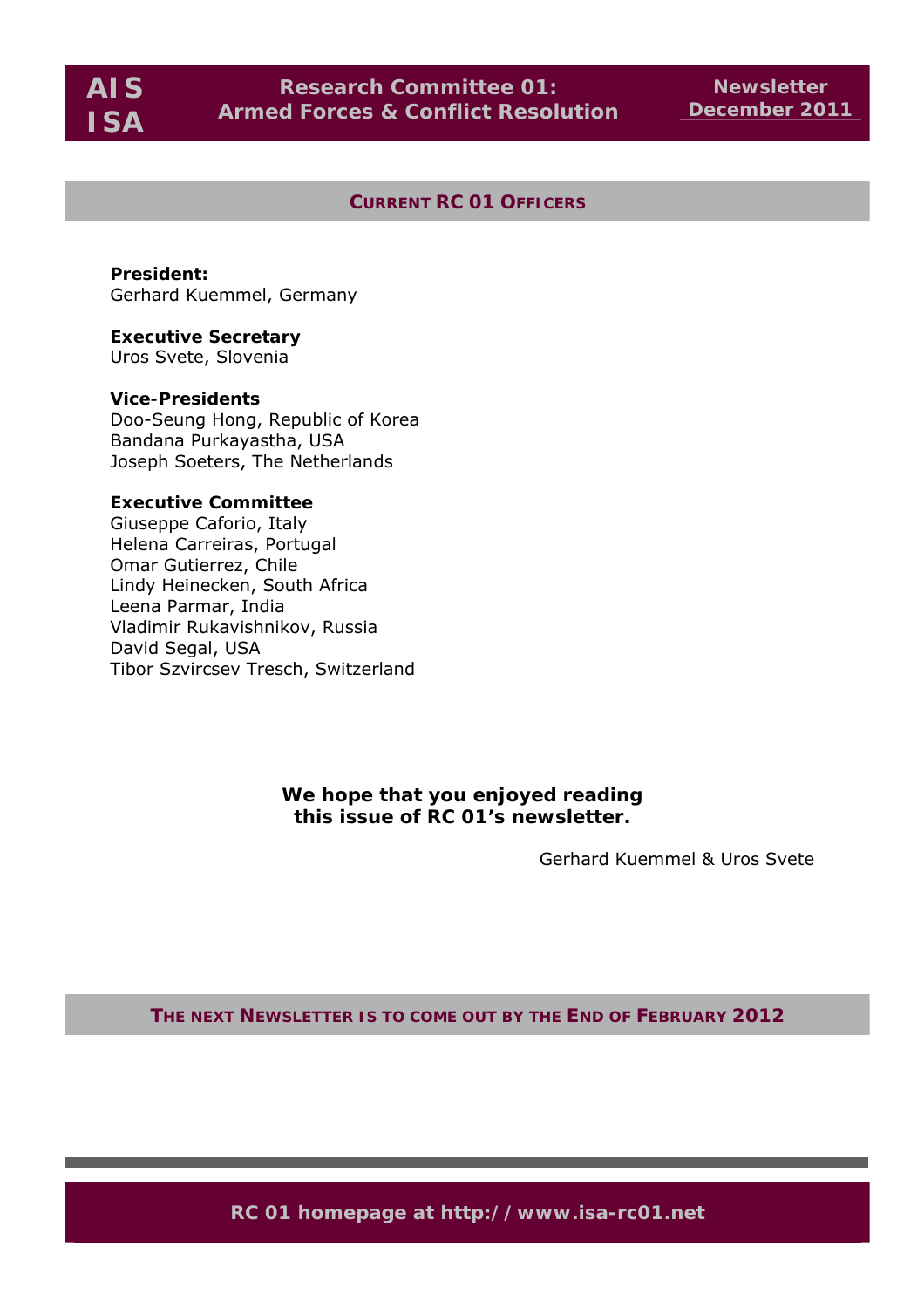## Current RC 01 Officers

**President:**
Gerhard Kuemmel, Germany

**Executive Secretary**
Uros Svete, Slovenia

**Vice-Presidents**
Doo-Seung Hong, Republic of Korea
Bandana Purkayastha, USA
Joseph Soeters, The Netherlands

**Executive Committee**
Giuseppe Caforio, Italy
Helena Carreiras, Portugal
Omar Gutierrez, Chile
Lindy Heinecken, South Africa
Leena Parmar, India
Vladimir Rukavishnikov, Russia
David Segal, USA
Tibor Szvircsev Tresch, Switzerland

**We hope that you enjoyed reading this issue of RC 01's newsletter.**

Gerhard Kuemmel & Uros Svete

**The next Newsletter is to come out by the End of February 2012**

**RC 01 homepage at http://www.isa-rc01.net**